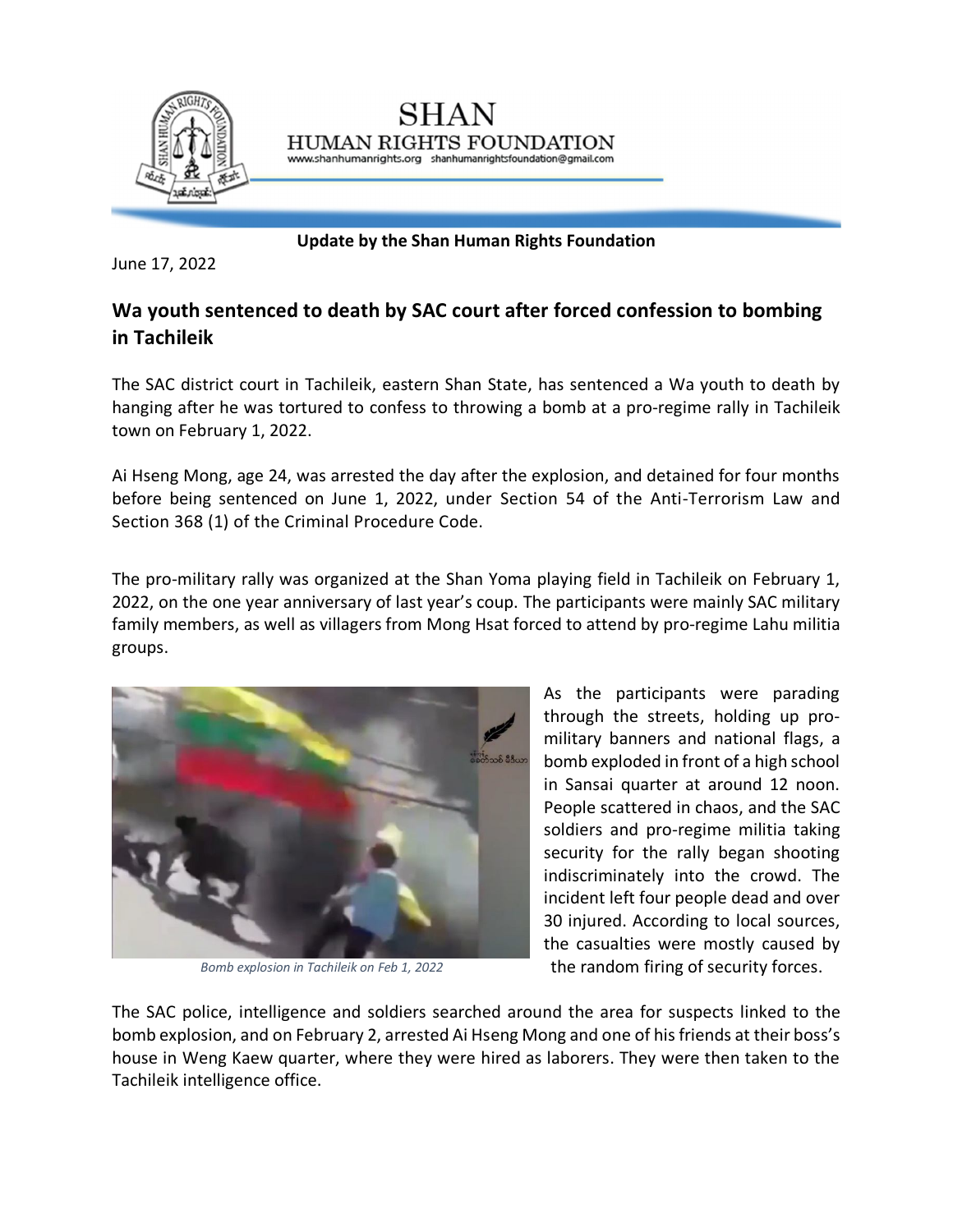# SHAN HUMAN RIGHTS FOUNDATION

www.shanhumanrights.org shanhumanrightsfoundation@gmail.com

**Update by the Shan Human Rights Foundation**

June 17, 2022

## Wa youth sentenced to death by SAC court after forced confession to bombing in Tachileik

The SAC district court in Tachileik, eastern Shan State, has sentenced a Wa youth to death by hanging after he was tortured to confess to throwing a bomb at a pro-regime rally in Tachileik town on February 1, 2022.

Ai Hseng Mong, age 24, was arrested the day after the explosion, and detained for four months before being sentenced on June 1, 2022, under Section 54 of the Anti-Terrorism Law and Section 368 (1) of the Criminal Procedure Code.

The pro-military rally was organized at the Shan Yoma playing field in Tachileik on February 1, 2022, on the one year anniversary of last year's coup. The participants were mainly SAC military family members, as well as villagers from Mong Hsat forced to attend by pro-regime Lahu militia groups.

*Bomb explosion in Tachileik on Feb 1, 2022*

As the participants were parading through the streets, holding up pro-military banners and national flags, a bomb exploded in front of a high school in Sansai quarter at around 12 noon. People scattered in chaos, and the SAC soldiers and pro-regime militia taking security for the rally began shooting indiscriminately into the crowd. The incident left four people dead and over 30 injured. According to local sources, the casualties were mostly caused by the random firing of security forces.

The SAC police, intelligence and soldiers searched around the area for suspects linked to the bomb explosion, and on February 2, arrested Ai Hseng Mong and one of his friends at their boss's house in Weng Kaew quarter, where they were hired as laborers. They were then taken to the Tachileik intelligence office.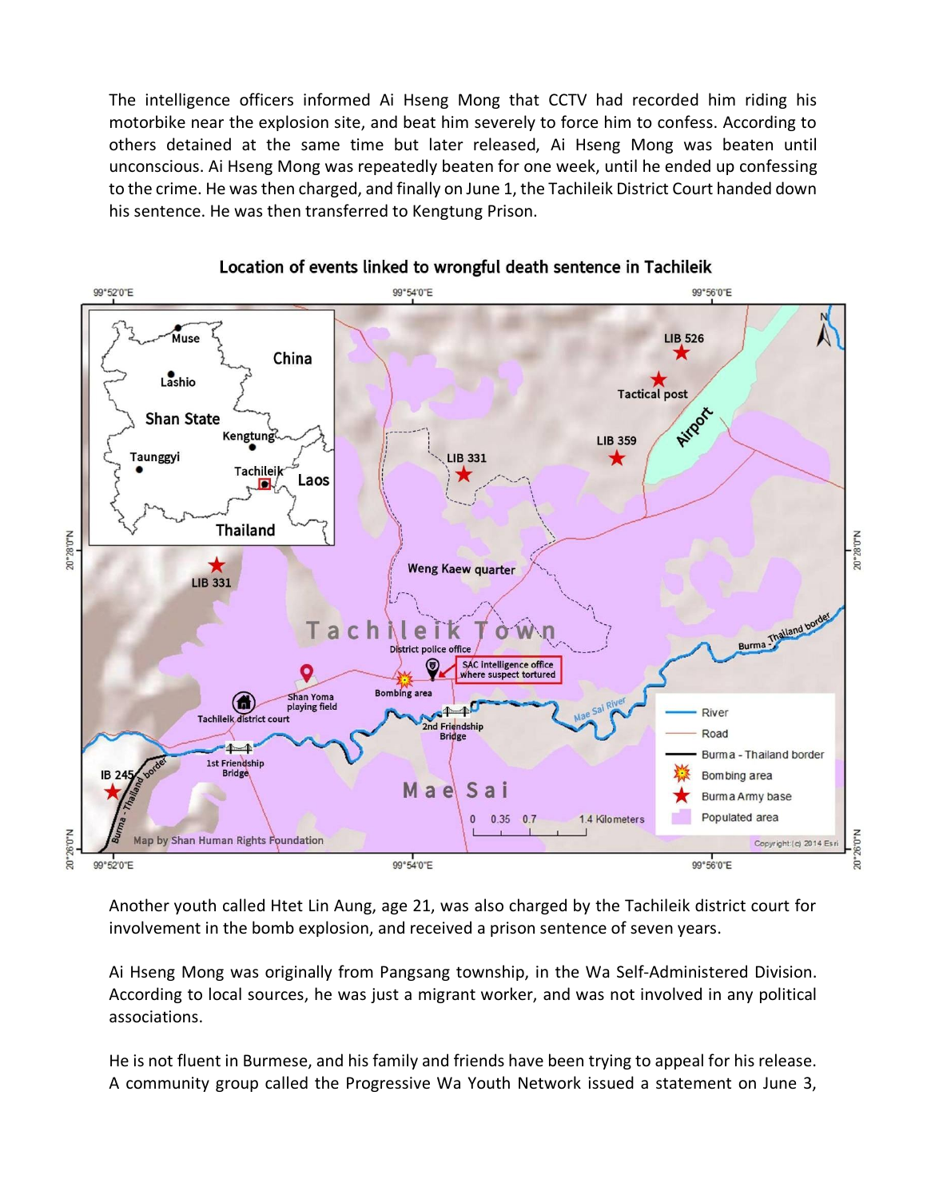The intelligence officers informed Ai Hseng Mong that CCTV had recorded him riding his motorbike near the explosion site, and beat him severely to force him to confess. According to others detained at the same time but later released, Ai Hseng Mong was beaten until unconscious. Ai Hseng Mong was repeatedly beaten for one week, until he ended up confessing to the crime. He was then charged, and finally on June 1, the Tachileik District Court handed down his sentence. He was then transferred to Kengtung Prison.

**Location of events linked to wrongful death sentence in Tachileik**

Another youth called Htet Lin Aung, age 21, was also charged by the Tachileik district court for involvement in the bomb explosion, and received a prison sentence of seven years.

Ai Hseng Mong was originally from Pangsang township, in the Wa Self-Administered Division. According to local sources, he was just a migrant worker, and was not involved in any political associations.

He is not fluent in Burmese, and his family and friends have been trying to appeal for his release. A community group called the Progressive Wa Youth Network issued a statement on June 3,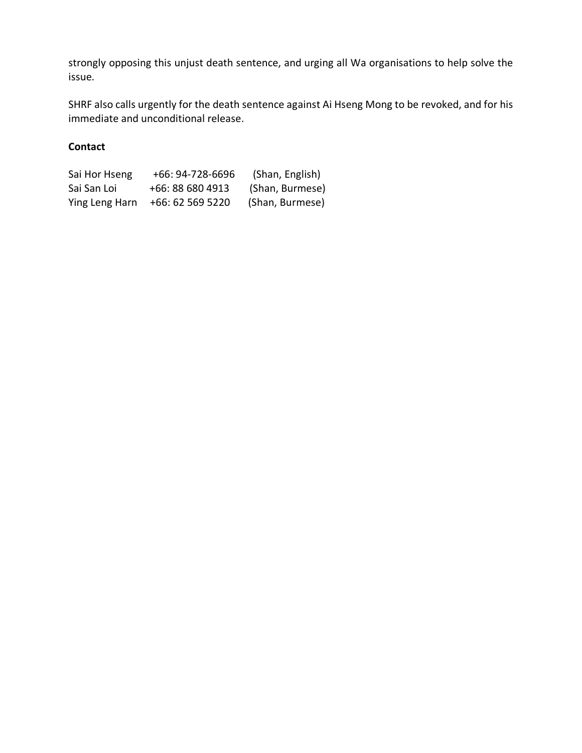strongly opposing this unjust death sentence, and urging all Wa organisations to help solve the issue.

SHRF also calls urgently for the death sentence against Ai Hseng Mong to be revoked, and for his immediate and unconditional release.

**Contact**

| | | |
|---|---|---|
| Sai Hor Hseng | +66: 94-728-6696 | (Shan, English) |
| Sai San Loi | +66: 88 680 4913 | (Shan, Burmese) |
| Ying Leng Harn | +66: 62 569 5220 | (Shan, Burmese) |